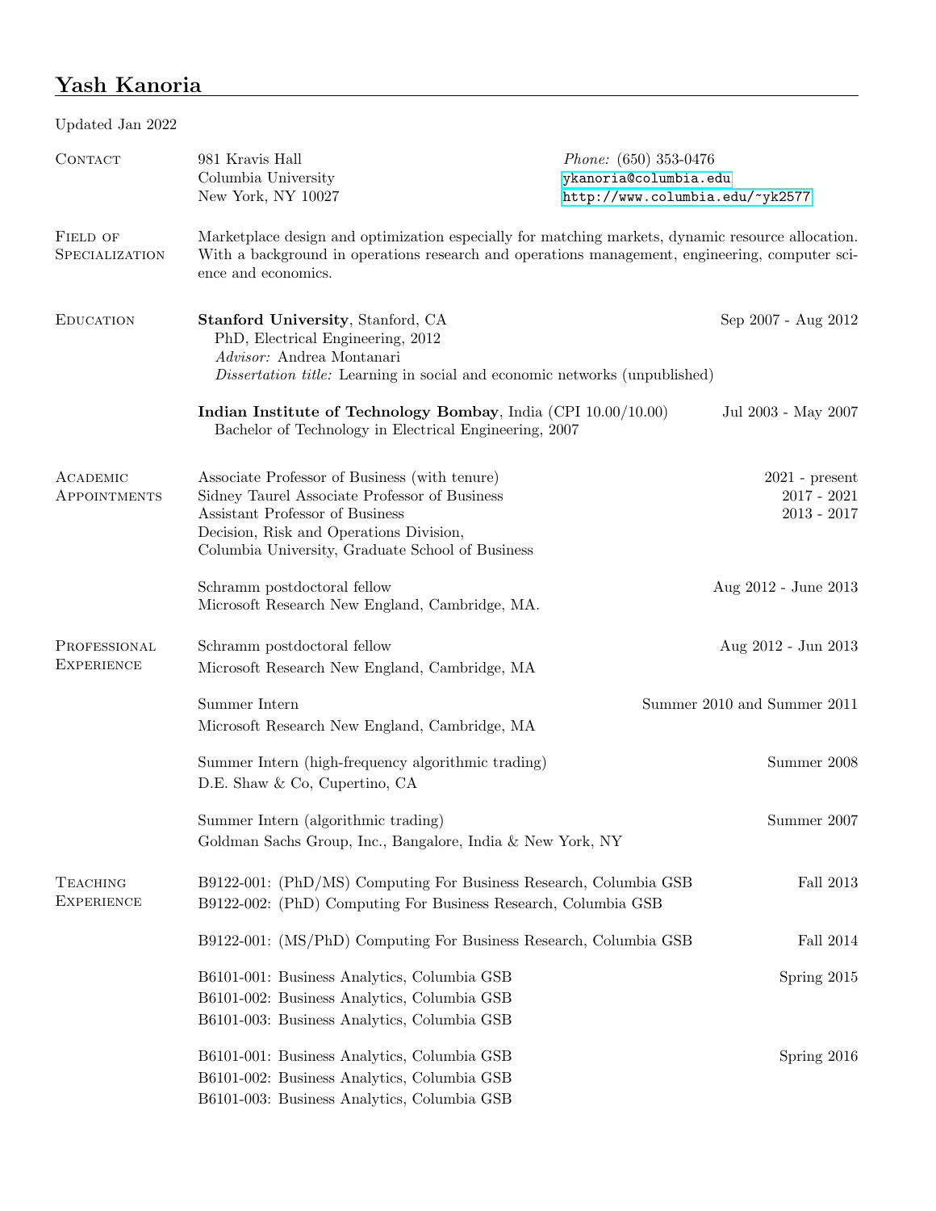# Yash Kanoria

Updated Jan 2022

## Contact

981 Kravis Hall
Columbia University
New York, NY 10027

*Phone:* (650) 353-0476
ykanoria@columbia.edu
http://www.columbia.edu/~yk2577

## Field of Specialization

Marketplace design and optimization especially for matching markets, dynamic resource allocation. With a background in operations research and operations management, engineering, computer science and economics.

## Education

**Stanford University**, Stanford, CA — Sep 2007 - Aug 2012
PhD, Electrical Engineering, 2012
*Advisor:* Andrea Montanari
*Dissertation title:* Learning in social and economic networks (unpublished)

**Indian Institute of Technology Bombay**, India (CPI 10.00/10.00) — Jul 2003 - May 2007
Bachelor of Technology in Electrical Engineering, 2007

## Academic Appointments

Associate Professor of Business (with tenure) — 2021 - present
Sidney Taurel Associate Professor of Business — 2017 - 2021
Assistant Professor of Business — 2013 - 2017
Decision, Risk and Operations Division,
Columbia University, Graduate School of Business

Schramm postdoctoral fellow — Aug 2012 - June 2013
Microsoft Research New England, Cambridge, MA.

## Professional Experience

Schramm postdoctoral fellow — Aug 2012 - Jun 2013
Microsoft Research New England, Cambridge, MA

Summer Intern — Summer 2010 and Summer 2011
Microsoft Research New England, Cambridge, MA

Summer Intern (high-frequency algorithmic trading) — Summer 2008
D.E. Shaw & Co, Cupertino, CA

Summer Intern (algorithmic trading) — Summer 2007
Goldman Sachs Group, Inc., Bangalore, India & New York, NY

## Teaching Experience

B9122-001: (PhD/MS) Computing For Business Research, Columbia GSB — Fall 2013
B9122-002: (PhD) Computing For Business Research, Columbia GSB

B9122-001: (MS/PhD) Computing For Business Research, Columbia GSB — Fall 2014

B6101-001: Business Analytics, Columbia GSB — Spring 2015
B6101-002: Business Analytics, Columbia GSB
B6101-003: Business Analytics, Columbia GSB

B6101-001: Business Analytics, Columbia GSB — Spring 2016
B6101-002: Business Analytics, Columbia GSB
B6101-003: Business Analytics, Columbia GSB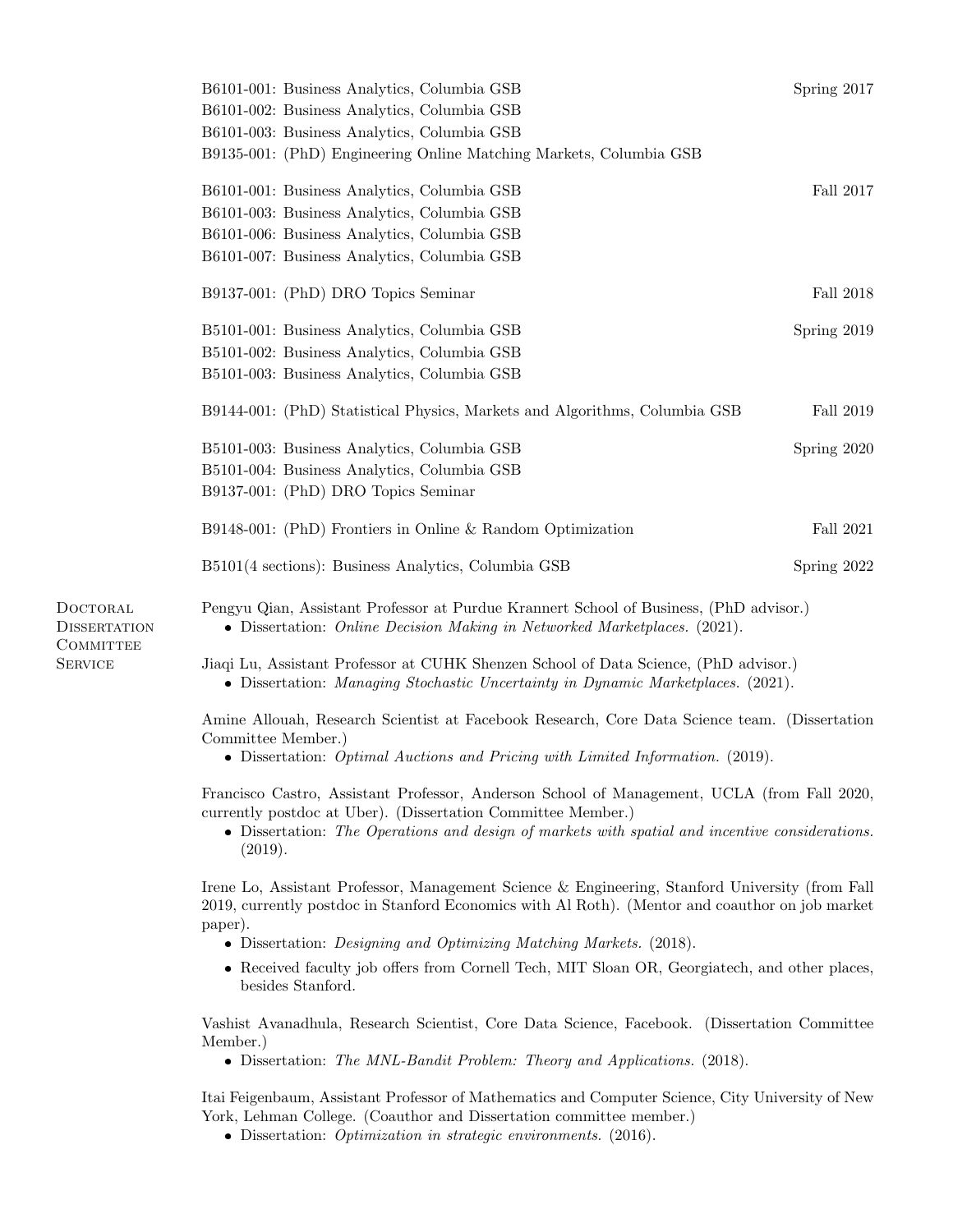B6101-001: Business Analytics, Columbia GSB — Spring 2017
B6101-002: Business Analytics, Columbia GSB
B6101-003: Business Analytics, Columbia GSB
B9135-001: (PhD) Engineering Online Matching Markets, Columbia GSB

B6101-001: Business Analytics, Columbia GSB — Fall 2017
B6101-003: Business Analytics, Columbia GSB
B6101-006: Business Analytics, Columbia GSB
B6101-007: Business Analytics, Columbia GSB

B9137-001: (PhD) DRO Topics Seminar — Fall 2018

B5101-001: Business Analytics, Columbia GSB — Spring 2019
B5101-002: Business Analytics, Columbia GSB
B5101-003: Business Analytics, Columbia GSB

B9144-001: (PhD) Statistical Physics, Markets and Algorithms, Columbia GSB — Fall 2019

B5101-003: Business Analytics, Columbia GSB — Spring 2020
B5101-004: Business Analytics, Columbia GSB
B9137-001: (PhD) DRO Topics Seminar

B9148-001: (PhD) Frontiers in Online & Random Optimization — Fall 2021

B5101(4 sections): Business Analytics, Columbia GSB — Spring 2022

## Doctoral Dissertation Committee Service

Pengyu Qian, Assistant Professor at Purdue Krannert School of Business, (PhD advisor.)
- Dissertation: *Online Decision Making in Networked Marketplaces.* (2021).

Jiaqi Lu, Assistant Professor at CUHK Shenzen School of Data Science, (PhD advisor.)
- Dissertation: *Managing Stochastic Uncertainty in Dynamic Marketplaces.* (2021).

Amine Allouah, Research Scientist at Facebook Research, Core Data Science team. (Dissertation Committee Member.)
- Dissertation: *Optimal Auctions and Pricing with Limited Information.* (2019).

Francisco Castro, Assistant Professor, Anderson School of Management, UCLA (from Fall 2020, currently postdoc at Uber). (Dissertation Committee Member.)
- Dissertation: *The Operations and design of markets with spatial and incentive considerations.* (2019).

Irene Lo, Assistant Professor, Management Science & Engineering, Stanford University (from Fall 2019, currently postdoc in Stanford Economics with Al Roth). (Mentor and coauthor on job market paper).
- Dissertation: *Designing and Optimizing Matching Markets.* (2018).
- Received faculty job offers from Cornell Tech, MIT Sloan OR, Georgiatech, and other places, besides Stanford.

Vashist Avanadhula, Research Scientist, Core Data Science, Facebook. (Dissertation Committee Member.)
- Dissertation: *The MNL-Bandit Problem: Theory and Applications.* (2018).

Itai Feigenbaum, Assistant Professor of Mathematics and Computer Science, City University of New York, Lehman College. (Coauthor and Dissertation committee member.)
- Dissertation: *Optimization in strategic environments.* (2016).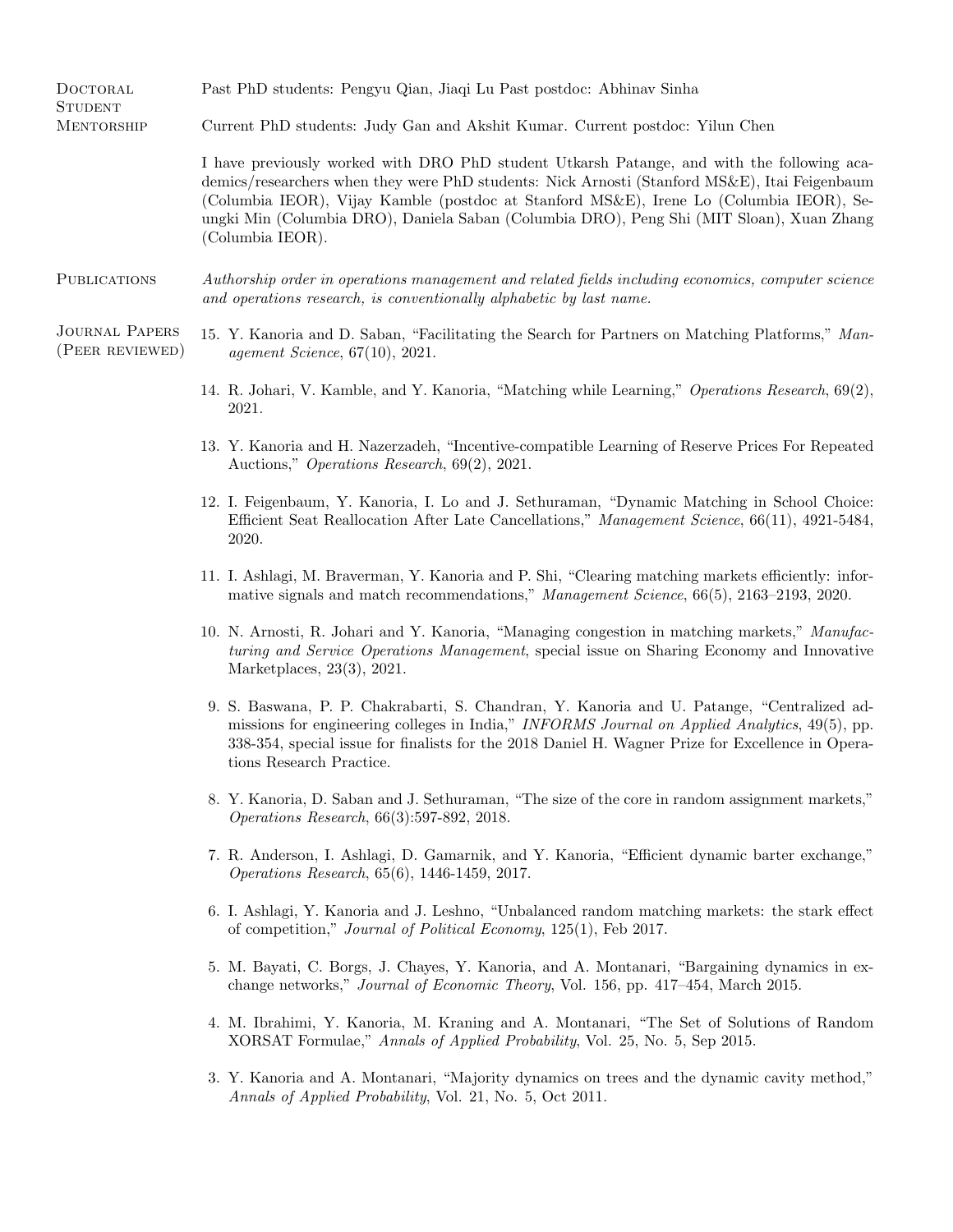## Doctoral Student Mentorship

Past PhD students: Pengyu Qian, Jiaqi Lu Past postdoc: Abhinav Sinha

Current PhD students: Judy Gan and Akshit Kumar. Current postdoc: Yilun Chen

I have previously worked with DRO PhD student Utkarsh Patange, and with the following academics/researchers when they were PhD students: Nick Arnosti (Stanford MS&E), Itai Feigenbaum (Columbia IEOR), Vijay Kamble (postdoc at Stanford MS&E), Irene Lo (Columbia IEOR), Seungki Min (Columbia DRO), Daniela Saban (Columbia DRO), Peng Shi (MIT Sloan), Xuan Zhang (Columbia IEOR).

## Publications

*Authorship order in operations management and related fields including economics, computer science and operations research, is conventionally alphabetic by last name.*

### Journal Papers (Peer reviewed)

15. Y. Kanoria and D. Saban, "Facilitating the Search for Partners on Matching Platforms," *Management Science*, 67(10), 2021.

14. R. Johari, V. Kamble, and Y. Kanoria, "Matching while Learning," *Operations Research*, 69(2), 2021.

13. Y. Kanoria and H. Nazerzadeh, "Incentive-compatible Learning of Reserve Prices For Repeated Auctions," *Operations Research*, 69(2), 2021.

12. I. Feigenbaum, Y. Kanoria, I. Lo and J. Sethuraman, "Dynamic Matching in School Choice: Efficient Seat Reallocation After Late Cancellations," *Management Science*, 66(11), 4921-5484, 2020.

11. I. Ashlagi, M. Braverman, Y. Kanoria and P. Shi, "Clearing matching markets efficiently: informative signals and match recommendations," *Management Science*, 66(5), 2163–2193, 2020.

10. N. Arnosti, R. Johari and Y. Kanoria, "Managing congestion in matching markets," *Manufacturing and Service Operations Management*, special issue on Sharing Economy and Innovative Marketplaces, 23(3), 2021.

9. S. Baswana, P. P. Chakrabarti, S. Chandran, Y. Kanoria and U. Patange, "Centralized admissions for engineering colleges in India," *INFORMS Journal on Applied Analytics*, 49(5), pp. 338-354, special issue for finalists for the 2018 Daniel H. Wagner Prize for Excellence in Operations Research Practice.

8. Y. Kanoria, D. Saban and J. Sethuraman, "The size of the core in random assignment markets," *Operations Research*, 66(3):597-892, 2018.

7. R. Anderson, I. Ashlagi, D. Gamarnik, and Y. Kanoria, "Efficient dynamic barter exchange," *Operations Research*, 65(6), 1446-1459, 2017.

6. I. Ashlagi, Y. Kanoria and J. Leshno, "Unbalanced random matching markets: the stark effect of competition," *Journal of Political Economy*, 125(1), Feb 2017.

5. M. Bayati, C. Borgs, J. Chayes, Y. Kanoria, and A. Montanari, "Bargaining dynamics in exchange networks," *Journal of Economic Theory*, Vol. 156, pp. 417–454, March 2015.

4. M. Ibrahimi, Y. Kanoria, M. Kraning and A. Montanari, "The Set of Solutions of Random XORSAT Formulae," *Annals of Applied Probability*, Vol. 25, No. 5, Sep 2015.

3. Y. Kanoria and A. Montanari, "Majority dynamics on trees and the dynamic cavity method," *Annals of Applied Probability*, Vol. 21, No. 5, Oct 2011.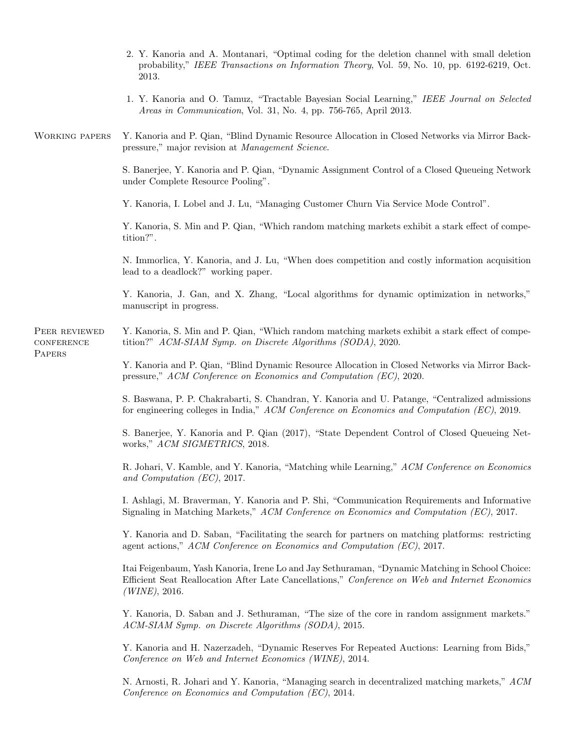2. Y. Kanoria and A. Montanari, "Optimal coding for the deletion channel with small deletion probability," *IEEE Transactions on Information Theory*, Vol. 59, No. 10, pp. 6192-6219, Oct. 2013.

1. Y. Kanoria and O. Tamuz, "Tractable Bayesian Social Learning," *IEEE Journal on Selected Areas in Communication*, Vol. 31, No. 4, pp. 756-765, April 2013.

## Working papers

Y. Kanoria and P. Qian, "Blind Dynamic Resource Allocation in Closed Networks via Mirror Backpressure," major revision at *Management Science*.

S. Banerjee, Y. Kanoria and P. Qian, "Dynamic Assignment Control of a Closed Queueing Network under Complete Resource Pooling".

Y. Kanoria, I. Lobel and J. Lu, "Managing Customer Churn Via Service Mode Control".

Y. Kanoria, S. Min and P. Qian, "Which random matching markets exhibit a stark effect of competition?".

N. Immorlica, Y. Kanoria, and J. Lu, "When does competition and costly information acquisition lead to a deadlock?" working paper.

Y. Kanoria, J. Gan, and X. Zhang, "Local algorithms for dynamic optimization in networks," manuscript in progress.

## Peer reviewed conference Papers

Y. Kanoria, S. Min and P. Qian, "Which random matching markets exhibit a stark effect of competition?" *ACM-SIAM Symp. on Discrete Algorithms (SODA)*, 2020.

Y. Kanoria and P. Qian, "Blind Dynamic Resource Allocation in Closed Networks via Mirror Backpressure," *ACM Conference on Economics and Computation (EC)*, 2020.

S. Baswana, P. P. Chakrabarti, S. Chandran, Y. Kanoria and U. Patange, "Centralized admissions for engineering colleges in India," *ACM Conference on Economics and Computation (EC)*, 2019.

S. Banerjee, Y. Kanoria and P. Qian (2017), "State Dependent Control of Closed Queueing Networks," *ACM SIGMETRICS*, 2018.

R. Johari, V. Kamble, and Y. Kanoria, "Matching while Learning," *ACM Conference on Economics and Computation (EC)*, 2017.

I. Ashlagi, M. Braverman, Y. Kanoria and P. Shi, "Communication Requirements and Informative Signaling in Matching Markets," *ACM Conference on Economics and Computation (EC)*, 2017.

Y. Kanoria and D. Saban, "Facilitating the search for partners on matching platforms: restricting agent actions," *ACM Conference on Economics and Computation (EC)*, 2017.

Itai Feigenbaum, Yash Kanoria, Irene Lo and Jay Sethuraman, "Dynamic Matching in School Choice: Efficient Seat Reallocation After Late Cancellations," *Conference on Web and Internet Economics (WINE)*, 2016.

Y. Kanoria, D. Saban and J. Sethuraman, "The size of the core in random assignment markets." *ACM-SIAM Symp. on Discrete Algorithms (SODA)*, 2015.

Y. Kanoria and H. Nazerzadeh, "Dynamic Reserves For Repeated Auctions: Learning from Bids," *Conference on Web and Internet Economics (WINE)*, 2014.

N. Arnosti, R. Johari and Y. Kanoria, "Managing search in decentralized matching markets," *ACM Conference on Economics and Computation (EC)*, 2014.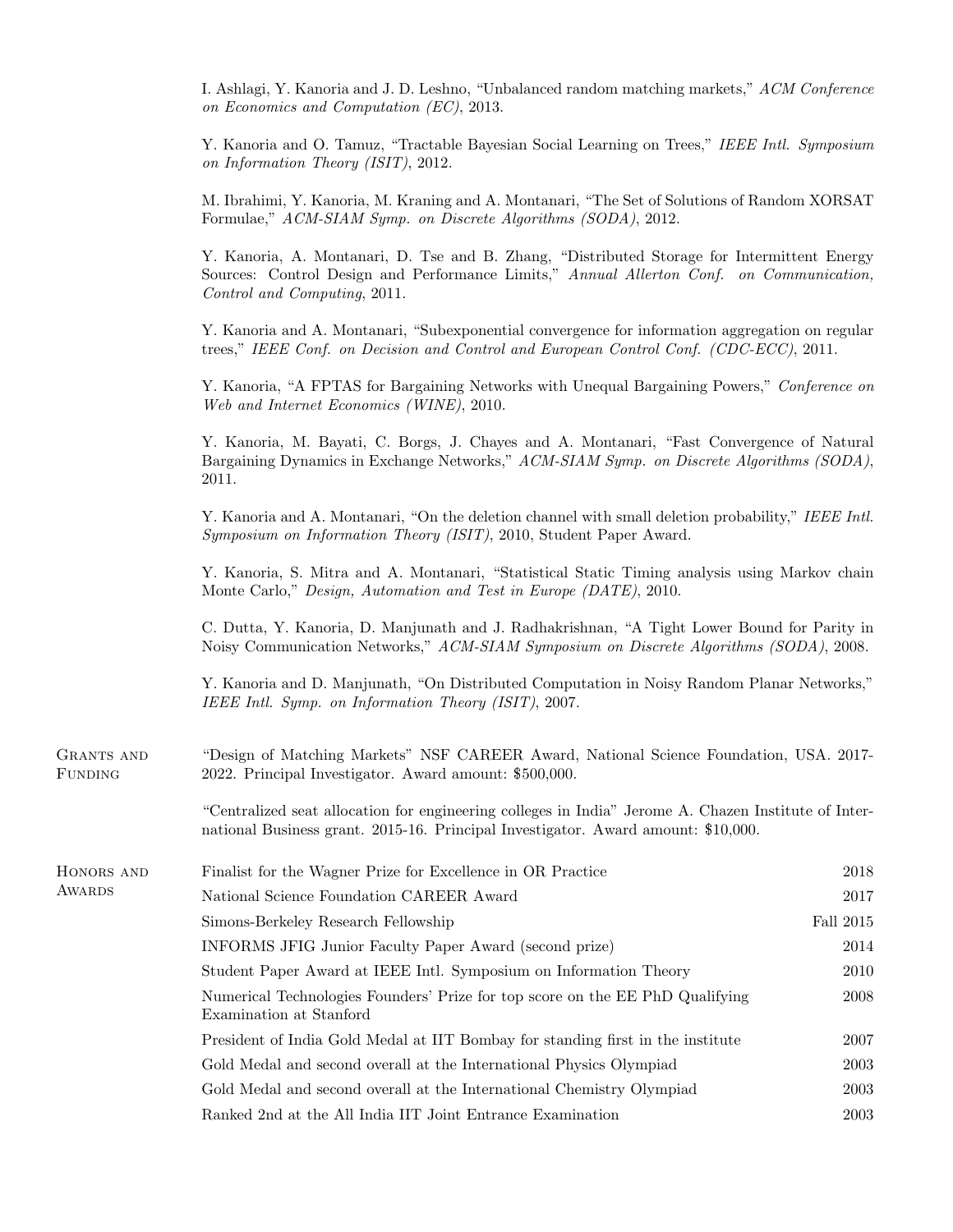I. Ashlagi, Y. Kanoria and J. D. Leshno, "Unbalanced random matching markets," *ACM Conference on Economics and Computation (EC)*, 2013.

Y. Kanoria and O. Tamuz, "Tractable Bayesian Social Learning on Trees," *IEEE Intl. Symposium on Information Theory (ISIT)*, 2012.

M. Ibrahimi, Y. Kanoria, M. Kraning and A. Montanari, "The Set of Solutions of Random XORSAT Formulae," *ACM-SIAM Symp. on Discrete Algorithms (SODA)*, 2012.

Y. Kanoria, A. Montanari, D. Tse and B. Zhang, "Distributed Storage for Intermittent Energy Sources: Control Design and Performance Limits," *Annual Allerton Conf. on Communication, Control and Computing*, 2011.

Y. Kanoria and A. Montanari, "Subexponential convergence for information aggregation on regular trees," *IEEE Conf. on Decision and Control and European Control Conf. (CDC-ECC)*, 2011.

Y. Kanoria, "A FPTAS for Bargaining Networks with Unequal Bargaining Powers," *Conference on Web and Internet Economics (WINE)*, 2010.

Y. Kanoria, M. Bayati, C. Borgs, J. Chayes and A. Montanari, "Fast Convergence of Natural Bargaining Dynamics in Exchange Networks," *ACM-SIAM Symp. on Discrete Algorithms (SODA)*, 2011.

Y. Kanoria and A. Montanari, "On the deletion channel with small deletion probability," *IEEE Intl. Symposium on Information Theory (ISIT)*, 2010, Student Paper Award.

Y. Kanoria, S. Mitra and A. Montanari, "Statistical Static Timing analysis using Markov chain Monte Carlo," *Design, Automation and Test in Europe (DATE)*, 2010.

C. Dutta, Y. Kanoria, D. Manjunath and J. Radhakrishnan, "A Tight Lower Bound for Parity in Noisy Communication Networks," *ACM-SIAM Symposium on Discrete Algorithms (SODA)*, 2008.

Y. Kanoria and D. Manjunath, "On Distributed Computation in Noisy Random Planar Networks," *IEEE Intl. Symp. on Information Theory (ISIT)*, 2007.

## Grants and Funding

"Design of Matching Markets" NSF CAREER Award, National Science Foundation, USA. 2017-2022. Principal Investigator. Award amount: $500,000.

"Centralized seat allocation for engineering colleges in India" Jerome A. Chazen Institute of International Business grant. 2015-16. Principal Investigator. Award amount: $10,000.

## Honors and Awards

| | |
|---|---|
| Finalist for the Wagner Prize for Excellence in OR Practice | 2018 |
| National Science Foundation CAREER Award | 2017 |
| Simons-Berkeley Research Fellowship | Fall 2015 |
| INFORMS JFIG Junior Faculty Paper Award (second prize) | 2014 |
| Student Paper Award at IEEE Intl. Symposium on Information Theory | 2010 |
| Numerical Technologies Founders' Prize for top score on the EE PhD Qualifying Examination at Stanford | 2008 |
| President of India Gold Medal at IIT Bombay for standing first in the institute | 2007 |
| Gold Medal and second overall at the International Physics Olympiad | 2003 |
| Gold Medal and second overall at the International Chemistry Olympiad | 2003 |
| Ranked 2nd at the All India IIT Joint Entrance Examination | 2003 |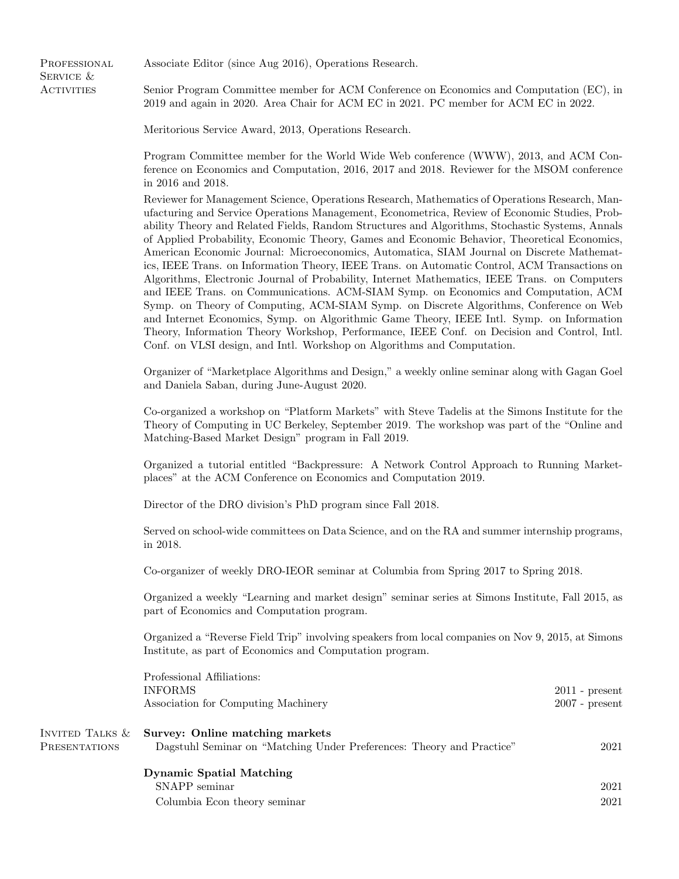## Professional Service & Activities

Associate Editor (since Aug 2016), Operations Research.

Senior Program Committee member for ACM Conference on Economics and Computation (EC), in 2019 and again in 2020. Area Chair for ACM EC in 2021. PC member for ACM EC in 2022.

Meritorious Service Award, 2013, Operations Research.

Program Committee member for the World Wide Web conference (WWW), 2013, and ACM Conference on Economics and Computation, 2016, 2017 and 2018. Reviewer for the MSOM conference in 2016 and 2018.

Reviewer for Management Science, Operations Research, Mathematics of Operations Research, Manufacturing and Service Operations Management, Econometrica, Review of Economic Studies, Probability Theory and Related Fields, Random Structures and Algorithms, Stochastic Systems, Annals of Applied Probability, Economic Theory, Games and Economic Behavior, Theoretical Economics, American Economic Journal: Microeconomics, Automatica, SIAM Journal on Discrete Mathematics, IEEE Trans. on Information Theory, IEEE Trans. on Automatic Control, ACM Transactions on Algorithms, Electronic Journal of Probability, Internet Mathematics, IEEE Trans. on Computers and IEEE Trans. on Communications. ACM-SIAM Symp. on Economics and Computation, ACM Symp. on Theory of Computing, ACM-SIAM Symp. on Discrete Algorithms, Conference on Web and Internet Economics, Symp. on Algorithmic Game Theory, IEEE Intl. Symp. on Information Theory, Information Theory Workshop, Performance, IEEE Conf. on Decision and Control, Intl. Conf. on VLSI design, and Intl. Workshop on Algorithms and Computation.

Organizer of "Marketplace Algorithms and Design," a weekly online seminar along with Gagan Goel and Daniela Saban, during June-August 2020.

Co-organized a workshop on "Platform Markets" with Steve Tadelis at the Simons Institute for the Theory of Computing in UC Berkeley, September 2019. The workshop was part of the "Online and Matching-Based Market Design" program in Fall 2019.

Organized a tutorial entitled "Backpressure: A Network Control Approach to Running Marketplaces" at the ACM Conference on Economics and Computation 2019.

Director of the DRO division's PhD program since Fall 2018.

Served on school-wide committees on Data Science, and on the RA and summer internship programs, in 2018.

Co-organizer of weekly DRO-IEOR seminar at Columbia from Spring 2017 to Spring 2018.

Organized a weekly "Learning and market design" seminar series at Simons Institute, Fall 2015, as part of Economics and Computation program.

Organized a "Reverse Field Trip" involving speakers from local companies on Nov 9, 2015, at Simons Institute, as part of Economics and Computation program.

Professional Affiliations:
INFORMS — 2011 - present
Association for Computing Machinery — 2007 - present

## Invited Talks & Presentations

**Survey: Online matching markets**
Dagstuhl Seminar on "Matching Under Preferences: Theory and Practice" — 2021

**Dynamic Spatial Matching**
SNAPP seminar — 2021
Columbia Econ theory seminar — 2021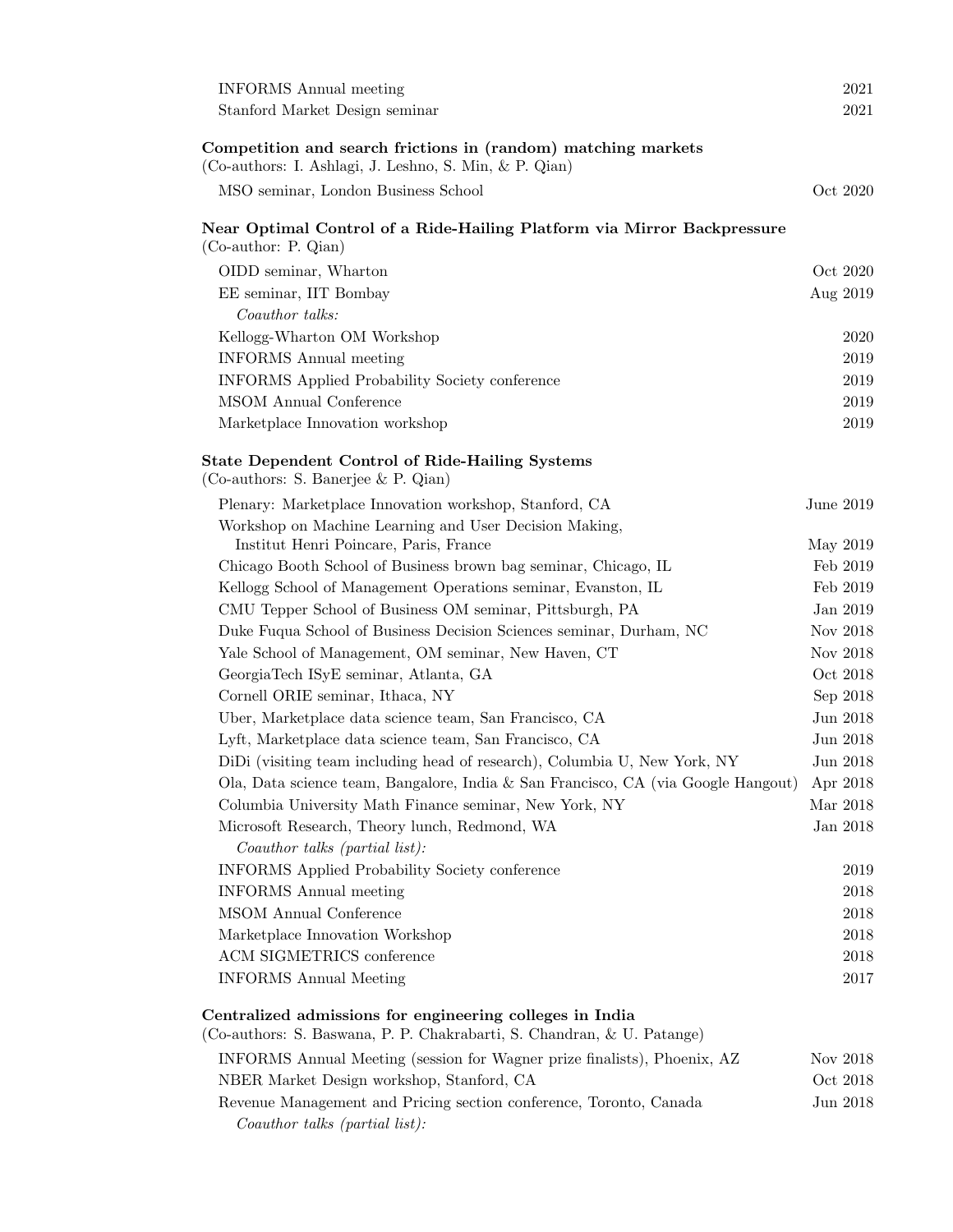| | |
|---|---|
| INFORMS Annual meeting | 2021 |
| Stanford Market Design seminar | 2021 |

**Competition and search frictions in (random) matching markets**
(Co-authors: I. Ashlagi, J. Leshno, S. Min, & P. Qian)

| | |
|---|---|
| MSO seminar, London Business School | Oct 2020 |

**Near Optimal Control of a Ride-Hailing Platform via Mirror Backpressure**
(Co-author: P. Qian)

| | |
|---|---|
| OIDD seminar, Wharton | Oct 2020 |
| EE seminar, IIT Bombay | Aug 2019 |
| *Coauthor talks:* | |
| Kellogg-Wharton OM Workshop | 2020 |
| INFORMS Annual meeting | 2019 |
| INFORMS Applied Probability Society conference | 2019 |
| MSOM Annual Conference | 2019 |
| Marketplace Innovation workshop | 2019 |

**State Dependent Control of Ride-Hailing Systems**
(Co-authors: S. Banerjee & P. Qian)

| | |
|---|---|
| Plenary: Marketplace Innovation workshop, Stanford, CA | June 2019 |
| Workshop on Machine Learning and User Decision Making, Institut Henri Poincare, Paris, France | May 2019 |
| Chicago Booth School of Business brown bag seminar, Chicago, IL | Feb 2019 |
| Kellogg School of Management Operations seminar, Evanston, IL | Feb 2019 |
| CMU Tepper School of Business OM seminar, Pittsburgh, PA | Jan 2019 |
| Duke Fuqua School of Business Decision Sciences seminar, Durham, NC | Nov 2018 |
| Yale School of Management, OM seminar, New Haven, CT | Nov 2018 |
| GeorgiaTech ISyE seminar, Atlanta, GA | Oct 2018 |
| Cornell ORIE seminar, Ithaca, NY | Sep 2018 |
| Uber, Marketplace data science team, San Francisco, CA | Jun 2018 |
| Lyft, Marketplace data science team, San Francisco, CA | Jun 2018 |
| DiDi (visiting team including head of research), Columbia U, New York, NY | Jun 2018 |
| Ola, Data science team, Bangalore, India & San Francisco, CA (via Google Hangout) | Apr 2018 |
| Columbia University Math Finance seminar, New York, NY | Mar 2018 |
| Microsoft Research, Theory lunch, Redmond, WA | Jan 2018 |
| *Coauthor talks (partial list):* | |
| INFORMS Applied Probability Society conference | 2019 |
| INFORMS Annual meeting | 2018 |
| MSOM Annual Conference | 2018 |
| Marketplace Innovation Workshop | 2018 |
| ACM SIGMETRICS conference | 2018 |
| INFORMS Annual Meeting | 2017 |

**Centralized admissions for engineering colleges in India**
(Co-authors: S. Baswana, P. P. Chakrabarti, S. Chandran, & U. Patange)

| | |
|---|---|
| INFORMS Annual Meeting (session for Wagner prize finalists), Phoenix, AZ | Nov 2018 |
| NBER Market Design workshop, Stanford, CA | Oct 2018 |
| Revenue Management and Pricing section conference, Toronto, Canada | Jun 2018 |
| *Coauthor talks (partial list):* | |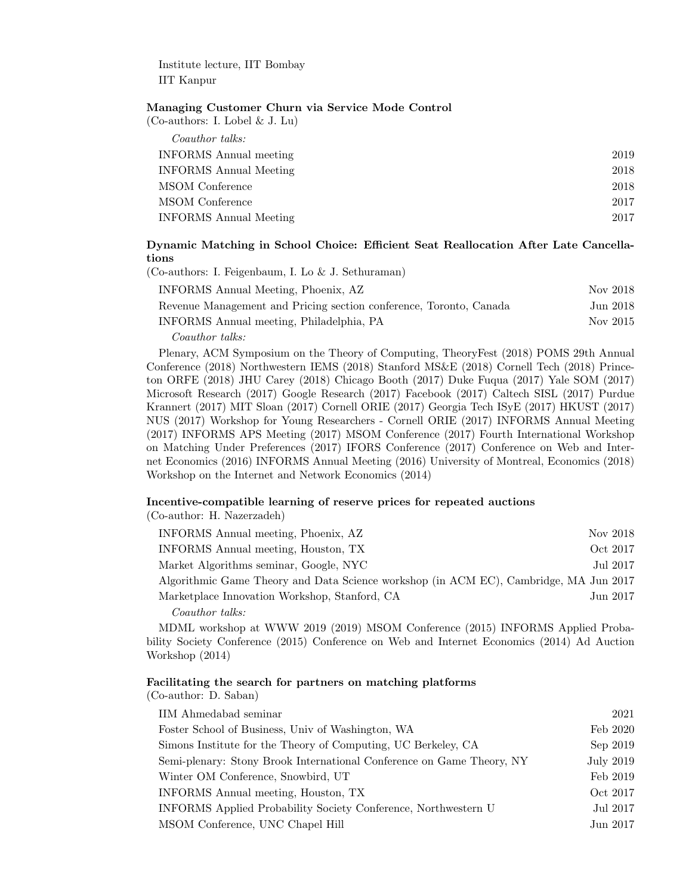Institute lecture, IIT Bombay

IIT Kanpur

**Managing Customer Churn via Service Mode Control**

(Co-authors: I. Lobel & J. Lu)

*Coauthor talks:*

| | |
|---|---|
| INFORMS Annual meeting | 2019 |
| INFORMS Annual Meeting | 2018 |
| MSOM Conference | 2018 |
| MSOM Conference | 2017 |
| INFORMS Annual Meeting | 2017 |

**Dynamic Matching in School Choice: Efficient Seat Reallocation After Late Cancellations**

(Co-authors: I. Feigenbaum, I. Lo & J. Sethuraman)

| | |
|---|---|
| INFORMS Annual Meeting, Phoenix, AZ | Nov 2018 |
| Revenue Management and Pricing section conference, Toronto, Canada | Jun 2018 |
| INFORMS Annual meeting, Philadelphia, PA | Nov 2015 |

*Coauthor talks:*

Plenary, ACM Symposium on the Theory of Computing, TheoryFest (2018) POMS 29th Annual Conference (2018) Northwestern IEMS (2018) Stanford MS&E (2018) Cornell Tech (2018) Princeton ORFE (2018) JHU Carey (2018) Chicago Booth (2017) Duke Fuqua (2017) Yale SOM (2017) Microsoft Research (2017) Google Research (2017) Facebook (2017) Caltech SISL (2017) Purdue Krannert (2017) MIT Sloan (2017) Cornell ORIE (2017) Georgia Tech ISyE (2017) HKUST (2017) NUS (2017) Workshop for Young Researchers - Cornell ORIE (2017) INFORMS Annual Meeting (2017) INFORMS APS Meeting (2017) MSOM Conference (2017) Fourth International Workshop on Matching Under Preferences (2017) IFORS Conference (2017) Conference on Web and Internet Economics (2016) INFORMS Annual Meeting (2016) University of Montreal, Economics (2018) Workshop on the Internet and Network Economics (2014)

**Incentive-compatible learning of reserve prices for repeated auctions**

(Co-author: H. Nazerzadeh)

| | |
|---|---|
| INFORMS Annual meeting, Phoenix, AZ | Nov 2018 |
| INFORMS Annual meeting, Houston, TX | Oct 2017 |
| Market Algorithms seminar, Google, NYC | Jul 2017 |
| Algorithmic Game Theory and Data Science workshop (in ACM EC), Cambridge, MA | Jun 2017 |
| Marketplace Innovation Workshop, Stanford, CA | Jun 2017 |

*Coauthor talks:*

MDML workshop at WWW 2019 (2019) MSOM Conference (2015) INFORMS Applied Probability Society Conference (2015) Conference on Web and Internet Economics (2014) Ad Auction Workshop (2014)

**Facilitating the search for partners on matching platforms**

(Co-author: D. Saban)

| | |
|---|---|
| IIM Ahmedabad seminar | 2021 |
| Foster School of Business, Univ of Washington, WA | Feb 2020 |
| Simons Institute for the Theory of Computing, UC Berkeley, CA | Sep 2019 |
| Semi-plenary: Stony Brook International Conference on Game Theory, NY | July 2019 |
| Winter OM Conference, Snowbird, UT | Feb 2019 |
| INFORMS Annual meeting, Houston, TX | Oct 2017 |
| INFORMS Applied Probability Society Conference, Northwestern U | Jul 2017 |
| MSOM Conference, UNC Chapel Hill | Jun 2017 |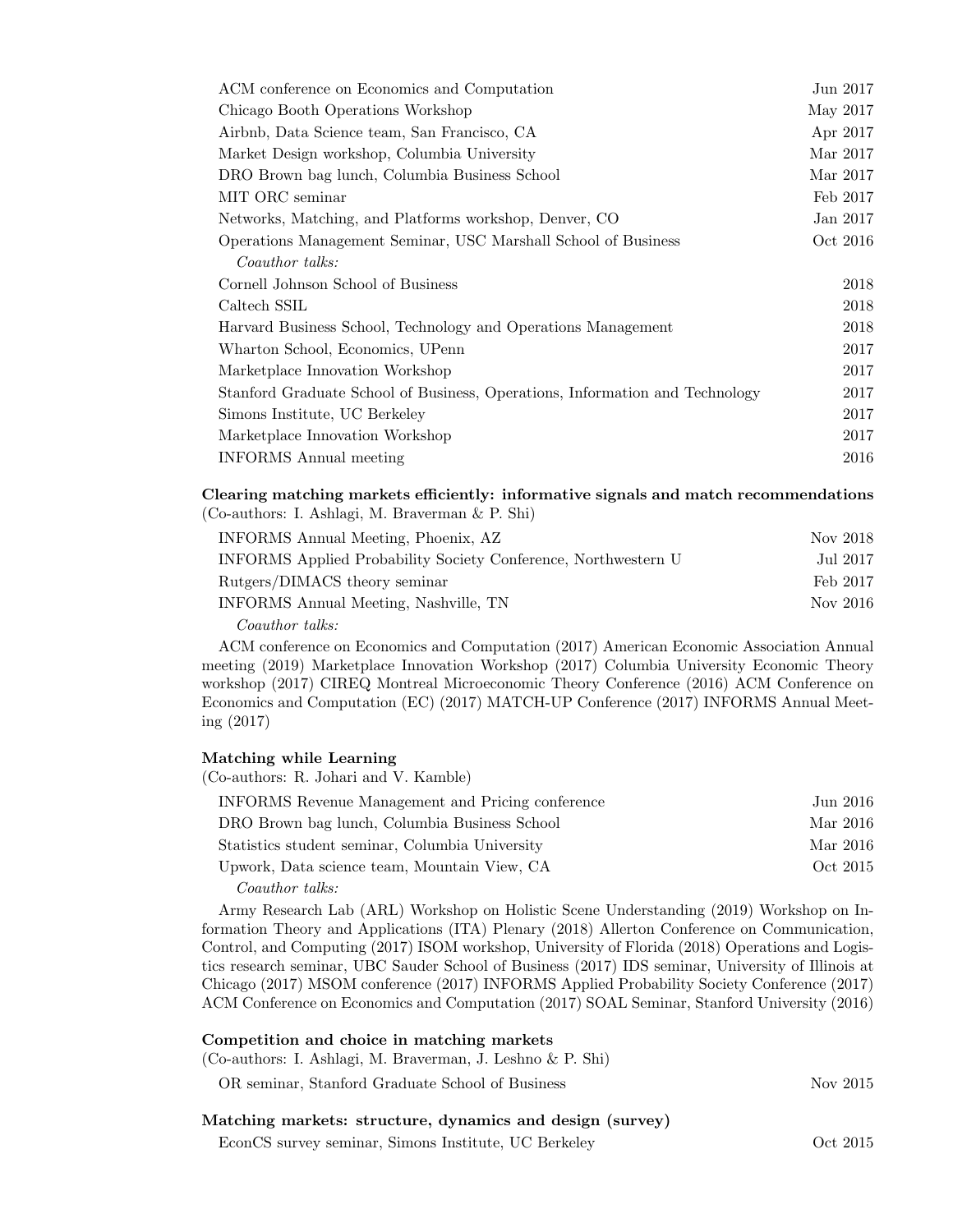| | |
|---|---|
| ACM conference on Economics and Computation | Jun 2017 |
| Chicago Booth Operations Workshop | May 2017 |
| Airbnb, Data Science team, San Francisco, CA | Apr 2017 |
| Market Design workshop, Columbia University | Mar 2017 |
| DRO Brown bag lunch, Columbia Business School | Mar 2017 |
| MIT ORC seminar | Feb 2017 |
| Networks, Matching, and Platforms workshop, Denver, CO | Jan 2017 |
| Operations Management Seminar, USC Marshall School of Business | Oct 2016 |
| *Coauthor talks:* | |
| Cornell Johnson School of Business | 2018 |
| Caltech SSIL | 2018 |
| Harvard Business School, Technology and Operations Management | 2018 |
| Wharton School, Economics, UPenn | 2017 |
| Marketplace Innovation Workshop | 2017 |
| Stanford Graduate School of Business, Operations, Information and Technology | 2017 |
| Simons Institute, UC Berkeley | 2017 |
| Marketplace Innovation Workshop | 2017 |
| INFORMS Annual meeting | 2016 |

**Clearing matching markets efficiently: informative signals and match recommendations**
(Co-authors: I. Ashlagi, M. Braverman & P. Shi)

| | |
|---|---|
| INFORMS Annual Meeting, Phoenix, AZ | Nov 2018 |
| INFORMS Applied Probability Society Conference, Northwestern U | Jul 2017 |
| Rutgers/DIMACS theory seminar | Feb 2017 |
| INFORMS Annual Meeting, Nashville, TN | Nov 2016 |

*Coauthor talks:*

ACM conference on Economics and Computation (2017) American Economic Association Annual meeting (2019) Marketplace Innovation Workshop (2017) Columbia University Economic Theory workshop (2017) CIREQ Montreal Microeconomic Theory Conference (2016) ACM Conference on Economics and Computation (EC) (2017) MATCH-UP Conference (2017) INFORMS Annual Meeting (2017)

**Matching while Learning**
(Co-authors: R. Johari and V. Kamble)

| | |
|---|---|
| INFORMS Revenue Management and Pricing conference | Jun 2016 |
| DRO Brown bag lunch, Columbia Business School | Mar 2016 |
| Statistics student seminar, Columbia University | Mar 2016 |
| Upwork, Data science team, Mountain View, CA | Oct 2015 |

*Coauthor talks:*

Army Research Lab (ARL) Workshop on Holistic Scene Understanding (2019) Workshop on Information Theory and Applications (ITA) Plenary (2018) Allerton Conference on Communication, Control, and Computing (2017) ISOM workshop, University of Florida (2018) Operations and Logistics research seminar, UBC Sauder School of Business (2017) IDS seminar, University of Illinois at Chicago (2017) MSOM conference (2017) INFORMS Applied Probability Society Conference (2017) ACM Conference on Economics and Computation (2017) SOAL Seminar, Stanford University (2016)

**Competition and choice in matching markets**
(Co-authors: I. Ashlagi, M. Braverman, J. Leshno & P. Shi)

| | |
|---|---|
| OR seminar, Stanford Graduate School of Business | Nov 2015 |

**Matching markets: structure, dynamics and design (survey)**

| | |
|---|---|
| EconCS survey seminar, Simons Institute, UC Berkeley | Oct 2015 |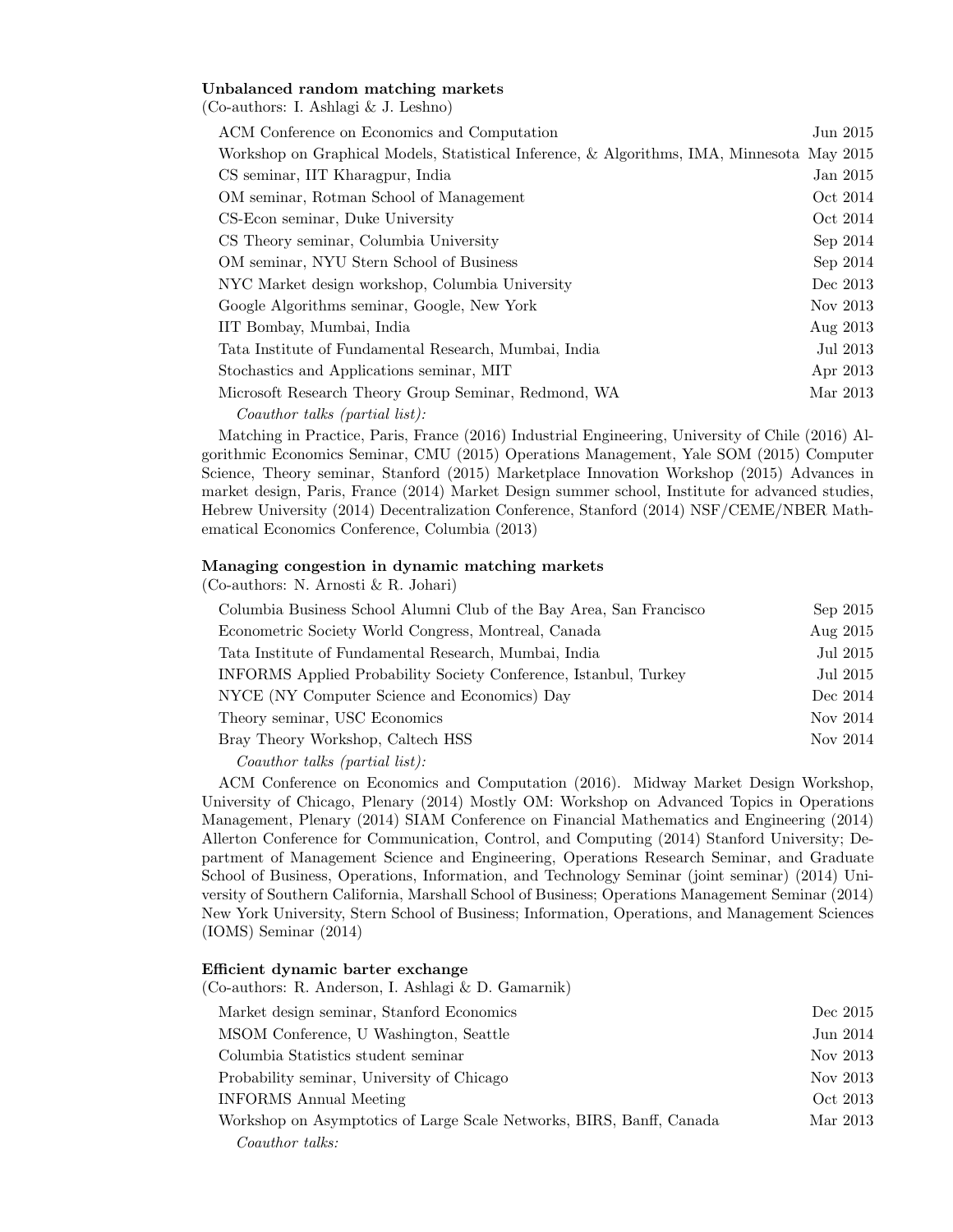**Unbalanced random matching markets**
(Co-authors: I. Ashlagi & J. Leshno)

| | |
|---|---|
| ACM Conference on Economics and Computation | Jun 2015 |
| Workshop on Graphical Models, Statistical Inference, & Algorithms, IMA, Minnesota | May 2015 |
| CS seminar, IIT Kharagpur, India | Jan 2015 |
| OM seminar, Rotman School of Management | Oct 2014 |
| CS-Econ seminar, Duke University | Oct 2014 |
| CS Theory seminar, Columbia University | Sep 2014 |
| OM seminar, NYU Stern School of Business | Sep 2014 |
| NYC Market design workshop, Columbia University | Dec 2013 |
| Google Algorithms seminar, Google, New York | Nov 2013 |
| IIT Bombay, Mumbai, India | Aug 2013 |
| Tata Institute of Fundamental Research, Mumbai, India | Jul 2013 |
| Stochastics and Applications seminar, MIT | Apr 2013 |
| Microsoft Research Theory Group Seminar, Redmond, WA | Mar 2013 |

*Coauthor talks (partial list):*

Matching in Practice, Paris, France (2016) Industrial Engineering, University of Chile (2016) Algorithmic Economics Seminar, CMU (2015) Operations Management, Yale SOM (2015) Computer Science, Theory seminar, Stanford (2015) Marketplace Innovation Workshop (2015) Advances in market design, Paris, France (2014) Market Design summer school, Institute for advanced studies, Hebrew University (2014) Decentralization Conference, Stanford (2014) NSF/CEME/NBER Mathematical Economics Conference, Columbia (2013)

**Managing congestion in dynamic matching markets**
(Co-authors: N. Arnosti & R. Johari)

| | |
|---|---|
| Columbia Business School Alumni Club of the Bay Area, San Francisco | Sep 2015 |
| Econometric Society World Congress, Montreal, Canada | Aug 2015 |
| Tata Institute of Fundamental Research, Mumbai, India | Jul 2015 |
| INFORMS Applied Probability Society Conference, Istanbul, Turkey | Jul 2015 |
| NYCE (NY Computer Science and Economics) Day | Dec 2014 |
| Theory seminar, USC Economics | Nov 2014 |
| Bray Theory Workshop, Caltech HSS | Nov 2014 |

*Coauthor talks (partial list):*

ACM Conference on Economics and Computation (2016). Midway Market Design Workshop, University of Chicago, Plenary (2014) Mostly OM: Workshop on Advanced Topics in Operations Management, Plenary (2014) SIAM Conference on Financial Mathematics and Engineering (2014) Allerton Conference for Communication, Control, and Computing (2014) Stanford University; Department of Management Science and Engineering, Operations Research Seminar, and Graduate School of Business, Operations, Information, and Technology Seminar (joint seminar) (2014) University of Southern California, Marshall School of Business; Operations Management Seminar (2014) New York University, Stern School of Business; Information, Operations, and Management Sciences (IOMS) Seminar (2014)

**Efficient dynamic barter exchange**
(Co-authors: R. Anderson, I. Ashlagi & D. Gamarnik)

| | |
|---|---|
| Market design seminar, Stanford Economics | Dec 2015 |
| MSOM Conference, U Washington, Seattle | Jun 2014 |
| Columbia Statistics student seminar | Nov 2013 |
| Probability seminar, University of Chicago | Nov 2013 |
| INFORMS Annual Meeting | Oct 2013 |
| Workshop on Asymptotics of Large Scale Networks, BIRS, Banff, Canada | Mar 2013 |

*Coauthor talks:*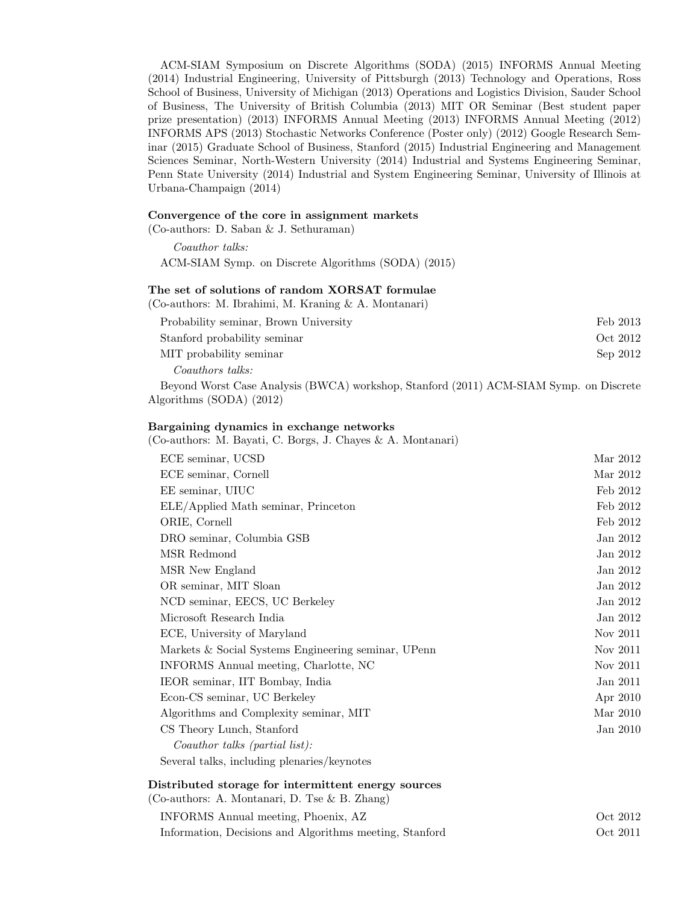ACM-SIAM Symposium on Discrete Algorithms (SODA) (2015) INFORMS Annual Meeting (2014) Industrial Engineering, University of Pittsburgh (2013) Technology and Operations, Ross School of Business, University of Michigan (2013) Operations and Logistics Division, Sauder School of Business, The University of British Columbia (2013) MIT OR Seminar (Best student paper prize presentation) (2013) INFORMS Annual Meeting (2013) INFORMS Annual Meeting (2012) INFORMS APS (2013) Stochastic Networks Conference (Poster only) (2012) Google Research Seminar (2015) Graduate School of Business, Stanford (2015) Industrial Engineering and Management Sciences Seminar, North-Western University (2014) Industrial and Systems Engineering Seminar, Penn State University (2014) Industrial and System Engineering Seminar, University of Illinois at Urbana-Champaign (2014)

**Convergence of the core in assignment markets**
(Co-authors: D. Saban & J. Sethuraman)

*Coauthor talks:*

ACM-SIAM Symp. on Discrete Algorithms (SODA) (2015)

**The set of solutions of random XORSAT formulae**
(Co-authors: M. Ibrahimi, M. Kraning & A. Montanari)

| | |
|---|---|
| Probability seminar, Brown University | Feb 2013 |
| Stanford probability seminar | Oct 2012 |
| MIT probability seminar | Sep 2012 |

*Coauthors talks:*

Beyond Worst Case Analysis (BWCA) workshop, Stanford (2011) ACM-SIAM Symp. on Discrete Algorithms (SODA) (2012)

**Bargaining dynamics in exchange networks**
(Co-authors: M. Bayati, C. Borgs, J. Chayes & A. Montanari)

| | |
|---|---|
| ECE seminar, UCSD | Mar 2012 |
| ECE seminar, Cornell | Mar 2012 |
| EE seminar, UIUC | Feb 2012 |
| ELE/Applied Math seminar, Princeton | Feb 2012 |
| ORIE, Cornell | Feb 2012 |
| DRO seminar, Columbia GSB | Jan 2012 |
| MSR Redmond | Jan 2012 |
| MSR New England | Jan 2012 |
| OR seminar, MIT Sloan | Jan 2012 |
| NCD seminar, EECS, UC Berkeley | Jan 2012 |
| Microsoft Research India | Jan 2012 |
| ECE, University of Maryland | Nov 2011 |
| Markets & Social Systems Engineering seminar, UPenn | Nov 2011 |
| INFORMS Annual meeting, Charlotte, NC | Nov 2011 |
| IEOR seminar, IIT Bombay, India | Jan 2011 |
| Econ-CS seminar, UC Berkeley | Apr 2010 |
| Algorithms and Complexity seminar, MIT | Mar 2010 |
| CS Theory Lunch, Stanford | Jan 2010 |

*Coauthor talks (partial list):*

Several talks, including plenaries/keynotes

**Distributed storage for intermittent energy sources**
(Co-authors: A. Montanari, D. Tse & B. Zhang)

| | |
|---|---|
| INFORMS Annual meeting, Phoenix, AZ | Oct 2012 |
| Information, Decisions and Algorithms meeting, Stanford | Oct 2011 |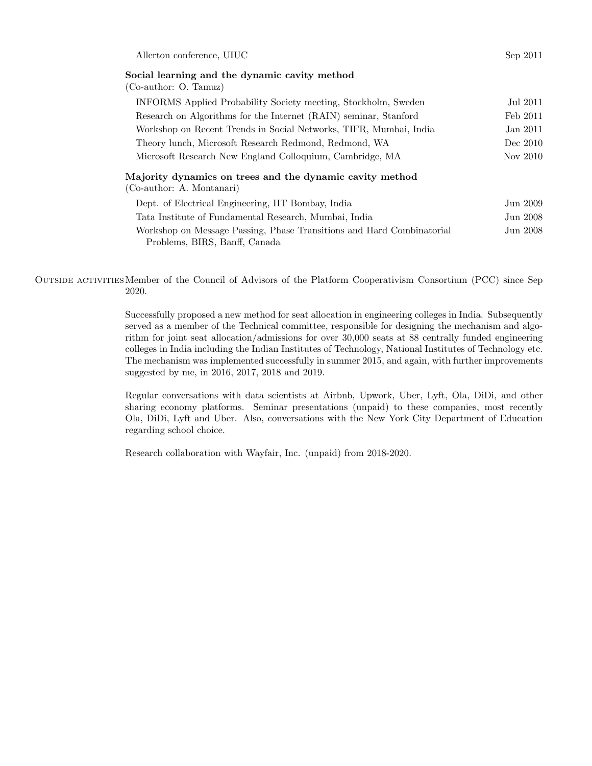Allerton conference, UIUC — Sep 2011

**Social learning and the dynamic cavity method**
(Co-author: O. Tamuz)

- INFORMS Applied Probability Society meeting, Stockholm, Sweden — Jul 2011
- Research on Algorithms for the Internet (RAIN) seminar, Stanford — Feb 2011
- Workshop on Recent Trends in Social Networks, TIFR, Mumbai, India — Jan 2011
- Theory lunch, Microsoft Research Redmond, Redmond, WA — Dec 2010
- Microsoft Research New England Colloquium, Cambridge, MA — Nov 2010

**Majority dynamics on trees and the dynamic cavity method**
(Co-author: A. Montanari)

- Dept. of Electrical Engineering, IIT Bombay, India — Jun 2009
- Tata Institute of Fundamental Research, Mumbai, India — Jun 2008
- Workshop on Message Passing, Phase Transitions and Hard Combinatorial Problems, BIRS, Banff, Canada — Jun 2008

## Outside activities

Member of the Council of Advisors of the Platform Cooperativism Consortium (PCC) since Sep 2020.

Successfully proposed a new method for seat allocation in engineering colleges in India. Subsequently served as a member of the Technical committee, responsible for designing the mechanism and algorithm for joint seat allocation/admissions for over 30,000 seats at 88 centrally funded engineering colleges in India including the Indian Institutes of Technology, National Institutes of Technology etc. The mechanism was implemented successfully in summer 2015, and again, with further improvements suggested by me, in 2016, 2017, 2018 and 2019.

Regular conversations with data scientists at Airbnb, Upwork, Uber, Lyft, Ola, DiDi, and other sharing economy platforms. Seminar presentations (unpaid) to these companies, most recently Ola, DiDi, Lyft and Uber. Also, conversations with the New York City Department of Education regarding school choice.

Research collaboration with Wayfair, Inc. (unpaid) from 2018-2020.